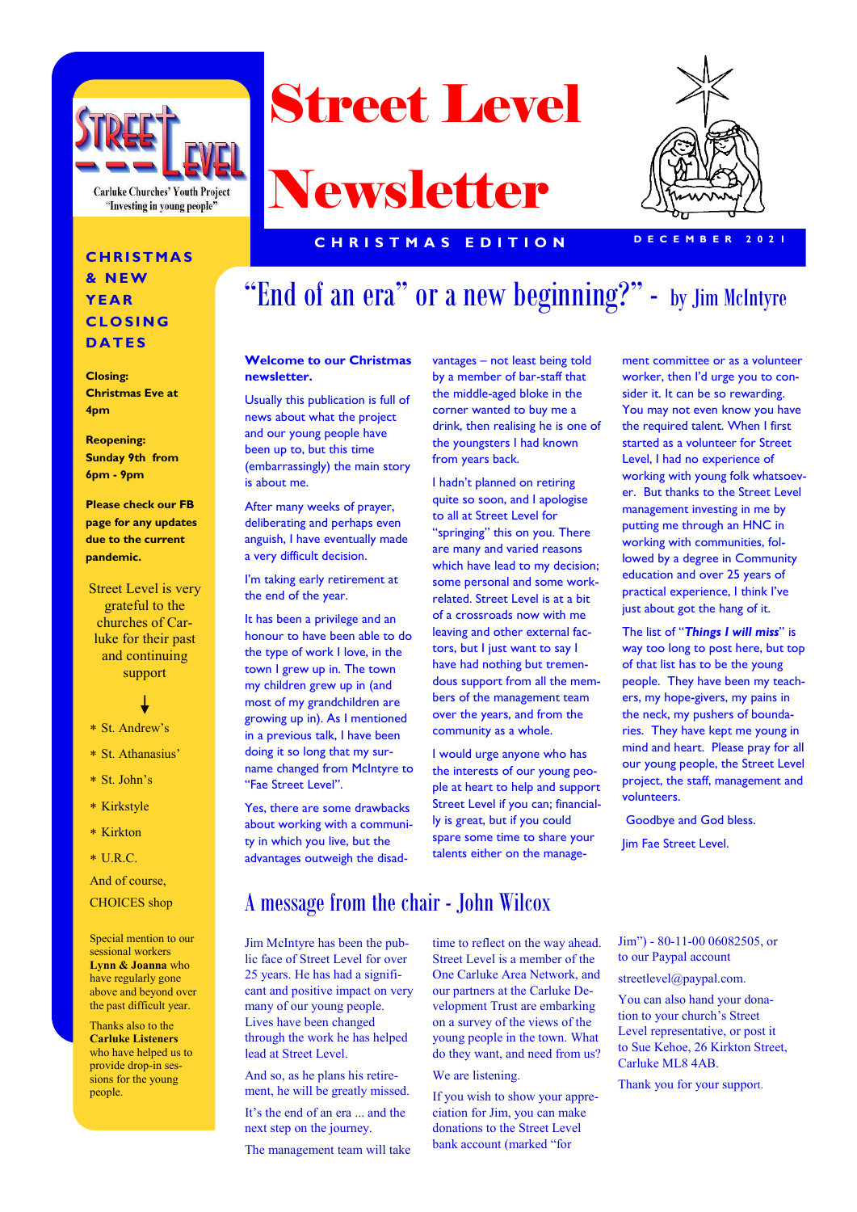Carluke Churches' Youth Project
"Investing in young people"

# Street Level Newsletter

CHRISTMAS EDITION

DECEMBER 2021

## CHRISTMAS & NEW YEAR CLOSING DATES

**Closing:**
**Christmas Eve at 4pm**

**Reopening:**
**Sunday 9th from 6pm - 9pm**

**Please check our FB page for any updates due to the current pandemic.**

Street Level is very grateful to the churches of Carluke for their past and continuing support

- St. Andrew's
- St. Athanasius'
- St. John's
- Kirkstyle
- Kirkton
- U.R.C.

And of course, CHOICES shop

Special mention to our sessional workers **Lynn & Joanna** who have regularly gone above and beyond over the past difficult year.

Thanks also to the **Carluke Listeners** who have helped us to provide drop-in sessions for the young people.

## "End of an era" or a new beginning? - by Jim McIntyre

**Welcome to our Christmas newsletter.**

Usually this publication is full of news about what the project and our young people have been up to, but this time (embarrassingly) the main story is about me.

After many weeks of prayer, deliberating and perhaps even anguish, I have eventually made a very difficult decision.

I'm taking early retirement at the end of the year.

It has been a privilege and an honour to have been able to do the type of work I love, in the town I grew up in. The town my children grew up in (and most of my grandchildren are growing up in). As I mentioned in a previous talk, I have been doing it so long that my surname changed from McIntyre to "Fae Street Level".

Yes, there are some drawbacks about working with a community in which you live, but the advantages outweigh the disadvantages – not least being told by a member of bar-staff that the middle-aged bloke in the corner wanted to buy me a drink, then realising he is one of the youngsters I had known from years back.

I hadn't planned on retiring quite so soon, and I apologise to all at Street Level for "springing" this on you. There are many and varied reasons which have lead to my decision; some personal and some work-related. Street Level is at a bit of a crossroads now with me leaving and other external factors, but I just want to say I have had nothing but tremendous support from all the members of the management team over the years, and from the community as a whole.

I would urge anyone who has the interests of our young people at heart to help and support Street Level if you can; financially is great, but if you could spare some time to share your talents either on the management committee or as a volunteer worker, then I'd urge you to consider it. It can be so rewarding. You may not even know you have the required talent. When I first started as a volunteer for Street Level, I had no experience of working with young folk whatsoever. But thanks to the Street Level management investing in me by putting me through an HNC in working with communities, followed by a degree in Community education and over 25 years of practical experience, I think I've just about got the hang of it.

The list of "***Things I will miss***" is way too long to post here, but top of that list has to be the young people. They have been my teachers, my hope-givers, my pains in the neck, my pushers of boundaries. They have kept me young in mind and heart. Please pray for all our young people, the Street Level project, the staff, management and volunteers.

Goodbye and God bless.

Jim Fae Street Level.

## A message from the chair - John Wilcox

Jim McIntyre has been the public face of Street Level for over 25 years. He has had a significant and positive impact on very many of our young people. Lives have been changed through the work he has helped lead at Street Level.

And so, as he plans his retirement, he will be greatly missed.

It's the end of an era ... and the next step on the journey.

The management team will take time to reflect on the way ahead. Street Level is a member of the One Carluke Area Network, and our partners at the Carluke Development Trust are embarking on a survey of the views of the young people in the town. What do they want, and need from us?

We are listening.

If you wish to show your appreciation for Jim, you can make donations to the Street Level bank account (marked "for Jim") - 80-11-00 06082505, or to our Paypal account

streetlevel@paypal.com.

You can also hand your donation to your church's Street Level representative, or post it to Sue Kehoe, 26 Kirkton Street, Carluke ML8 4AB.

Thank you for your support.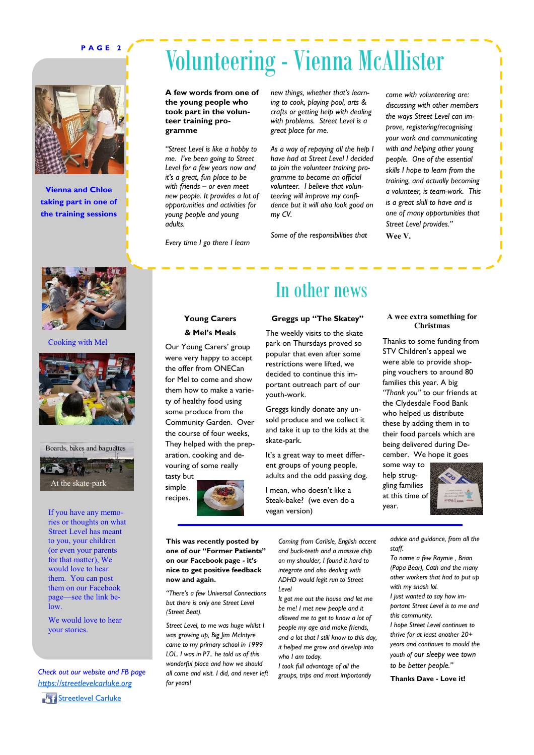# Volunteering - Vienna McAllister

**A few words from one of the young people who took part in the volunteer training programme**

*"Street Level is like a hobby to me. I've been going to Street Level for a few years now and it's a great, fun place to be with friends – or even meet new people. It provides a lot of opportunities and activities for young people and young adults.*

*Every time I go there I learn new things, whether that's learning to cook, playing pool, arts & crafts or getting help with dealing with problems. Street Level is a great place for me.*

*As a way of repaying all the help I have had at Street Level I decided to join the volunteer training programme to become an official volunteer. I believe that volunteering will improve my confidence but it will also look good on my CV.*

*Some of the responsibilities that come with volunteering are: discussing with other members the ways Street Level can improve, registering/recognising your work and communicating with and helping other young people. One of the essential skills I hope to learn from the training, and actually becoming a volunteer, is team-work. This is a great skill to have and is one of many opportunities that Street Level provides."*

**Wee V.**

**Vienna and Chloe taking part in one of the training sessions**

# In other news

### Young Carers & Mel's Meals

Our Young Carers' group were very happy to accept the offer from ONECan for Mel to come and show them how to make a variety of healthy food using some produce from the Community Garden. Over the course of four weeks, They helped with the preparation, cooking and devouring of some really tasty but simple recipes.

### Greggs up "The Skatey"

The weekly visits to the skate park on Thursdays proved so popular that even after some restrictions were lifted, we decided to continue this important outreach part of our youth-work.

Greggs kindly donate any unsold produce and we collect it and take it up to the kids at the skate-park.

It's a great way to meet different groups of young people, adults and the odd passing dog.

I mean, who doesn't like a Steak-bake? (we even do a vegan version)

### A wee extra something for Christmas

Thanks to some funding from STV Children's appeal we were able to provide shopping vouchers to around 80 families this year. A big *"Thank you"* to our friends at the Clydesdale Food Bank who helped us distribute these by adding them in to their food parcels which are being delivered during December. We hope it goes some way to help struggling families at this time of year.

Cooking with Mel

Boards, bikes and baguettes

At the skate-park

**This was recently posted by one of our "Former Patients" on our Facebook page - it's nice to get positive feedback now and again.**

*"There's a few Universal Connections but there is only one Street Level (Street Beat).*

*Street Level, to me was huge whilst I was growing up, Big Jim McIntyre came to my primary school in 1999 LOL. I was in P7.. he told us of this wonderful place and how we should all come and visit. I did, and never left for years!*

*Coming from Carlisle, English accent and buck-teeth and a massive chip on my shoulder, I found it hard to integrate and also dealing with ADHD would legit run to Street Level*

*It got me out the house and let me be me! I met new people and it allowed me to get to know a lot of people my age and make friends, and a lot that I still know to this day, it helped me grow and develop into who I am today.*

*I took full advantage of all the groups, trips and most importantly advice and guidance, from all the staff.*

*To name a few Raymie , Brian (Papa Bear), Cath and the many other workers that had to put up with my snash lol.*

*I just wanted to say how important Street Level is to me and this community.*

*I hope Street Level continues to thrive for at least another 20+ years and continues to mould the youth of our sleepy wee town to be better people."*

**Thanks Dave - Love it!**

If you have any memories or thoughts on what Street Level has meant to you, your children (or even your parents for that matter), We would love to hear them. You can post them on our Facebook page—see the link below.

We would love to hear your stories.

*Check out our website and FB page*
*https://streetlevelcarluke.org*

Streetlevel Carluke